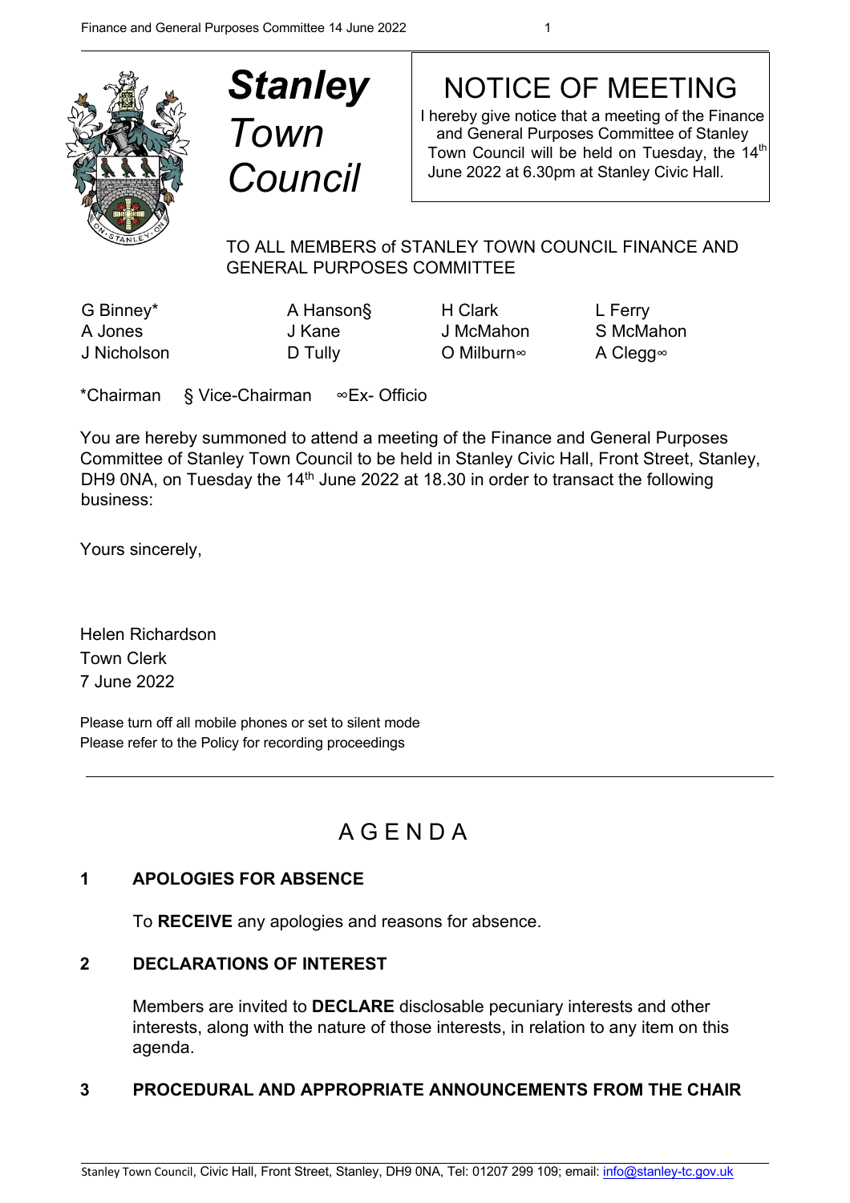# *Stanley* *Town Council*

## NOTICE OF MEETING

I hereby give notice that a meeting of the Finance and General Purposes Committee of Stanley Town Council will be held on Tuesday, the 14th June 2022 at 6.30pm at Stanley Civic Hall.

TO ALL MEMBERS of STANLEY TOWN COUNCIL FINANCE AND GENERAL PURPOSES COMMITTEE

| | | | |
|---|---|---|---|
| G Binney* | A Hanson§ | H Clark | L Ferry |
| A Jones | J Kane | J McMahon | S McMahon |
| J Nicholson | D Tully | O Milburn∞ | A Clegg∞ |

*Chairman § Vice-Chairman ∞Ex- Officio

You are hereby summoned to attend a meeting of the Finance and General Purposes Committee of Stanley Town Council to be held in Stanley Civic Hall, Front Street, Stanley, DH9 0NA, on Tuesday the 14th June 2022 at 18.30 in order to transact the following business:

Yours sincerely,

Helen Richardson
Town Clerk
7 June 2022

Please turn off all mobile phones or set to silent mode
Please refer to the Policy for recording proceedings

---

# A G E N D A

## 1 APOLOGIES FOR ABSENCE

To **RECEIVE** any apologies and reasons for absence.

## 2 DECLARATIONS OF INTEREST

Members are invited to **DECLARE** disclosable pecuniary interests and other interests, along with the nature of those interests, in relation to any item on this agenda.

## 3 PROCEDURAL AND APPROPRIATE ANNOUNCEMENTS FROM THE CHAIR

Stanley Town Council, Civic Hall, Front Street, Stanley, DH9 0NA, Tel: 01207 299 109; email: info@stanley-tc.gov.uk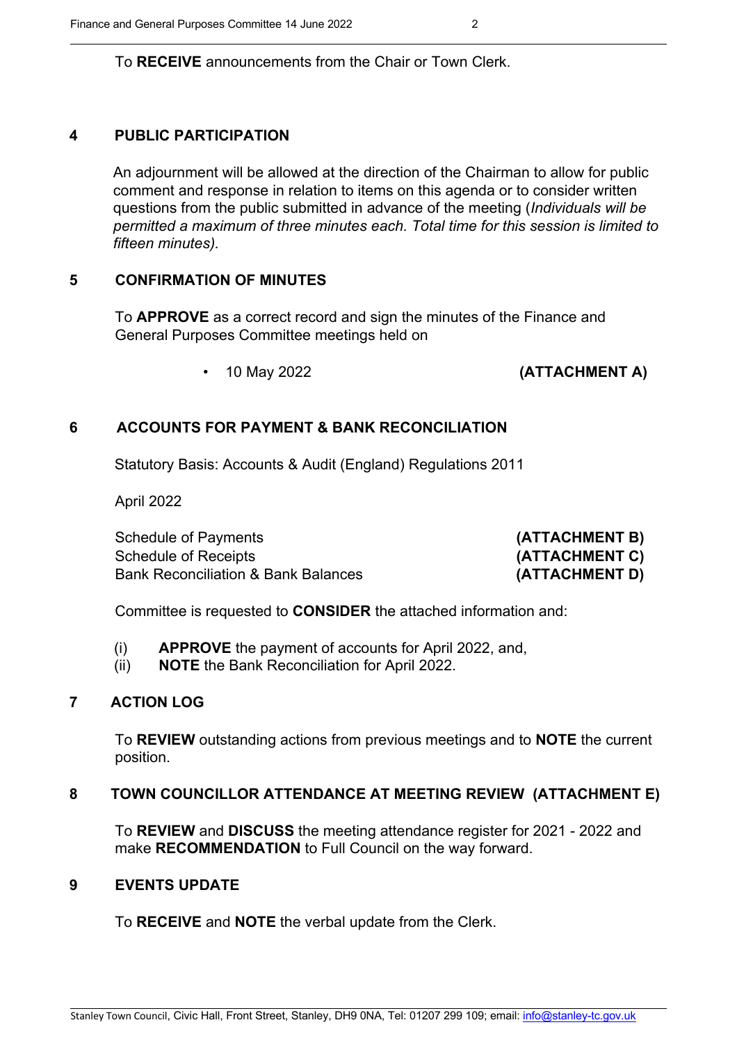To **RECEIVE** announcements from the Chair or Town Clerk.

## 4 PUBLIC PARTICIPATION

An adjournment will be allowed at the direction of the Chairman to allow for public comment and response in relation to items on this agenda or to consider written questions from the public submitted in advance of the meeting (*Individuals will be permitted a maximum of three minutes each. Total time for this session is limited to fifteen minutes).*

## 5 CONFIRMATION OF MINUTES

To **APPROVE** as a correct record and sign the minutes of the Finance and General Purposes Committee meetings held on

- 10 May 2022 **(ATTACHMENT A)**

## 6 ACCOUNTS FOR PAYMENT & BANK RECONCILIATION

Statutory Basis: Accounts & Audit (England) Regulations 2011

April 2022

Schedule of Payments **(ATTACHMENT B)**
Schedule of Receipts **(ATTACHMENT C)**
Bank Reconciliation & Bank Balances **(ATTACHMENT D)**

Committee is requested to **CONSIDER** the attached information and:

(i) **APPROVE** the payment of accounts for April 2022, and,
(ii) **NOTE** the Bank Reconciliation for April 2022.

## 7 ACTION LOG

To **REVIEW** outstanding actions from previous meetings and to **NOTE** the current position.

## 8 TOWN COUNCILLOR ATTENDANCE AT MEETING REVIEW (ATTACHMENT E)

To **REVIEW** and **DISCUSS** the meeting attendance register for 2021 - 2022 and make **RECOMMENDATION** to Full Council on the way forward.

## 9 EVENTS UPDATE

To **RECEIVE** and **NOTE** the verbal update from the Clerk.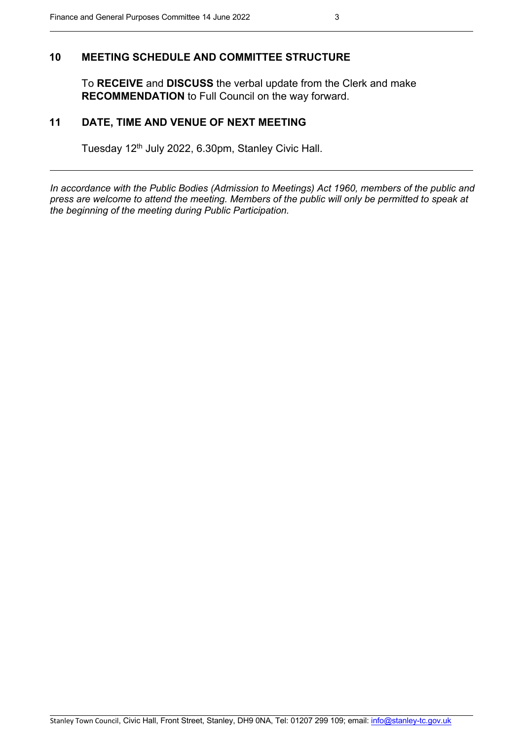## 10 MEETING SCHEDULE AND COMMITTEE STRUCTURE

To **RECEIVE** and **DISCUSS** the verbal update from the Clerk and make **RECOMMENDATION** to Full Council on the way forward.

## 11 DATE, TIME AND VENUE OF NEXT MEETING

Tuesday 12th July 2022, 6.30pm, Stanley Civic Hall.

---

*In accordance with the Public Bodies (Admission to Meetings) Act 1960, members of the public and press are welcome to attend the meeting. Members of the public will only be permitted to speak at the beginning of the meeting during Public Participation.*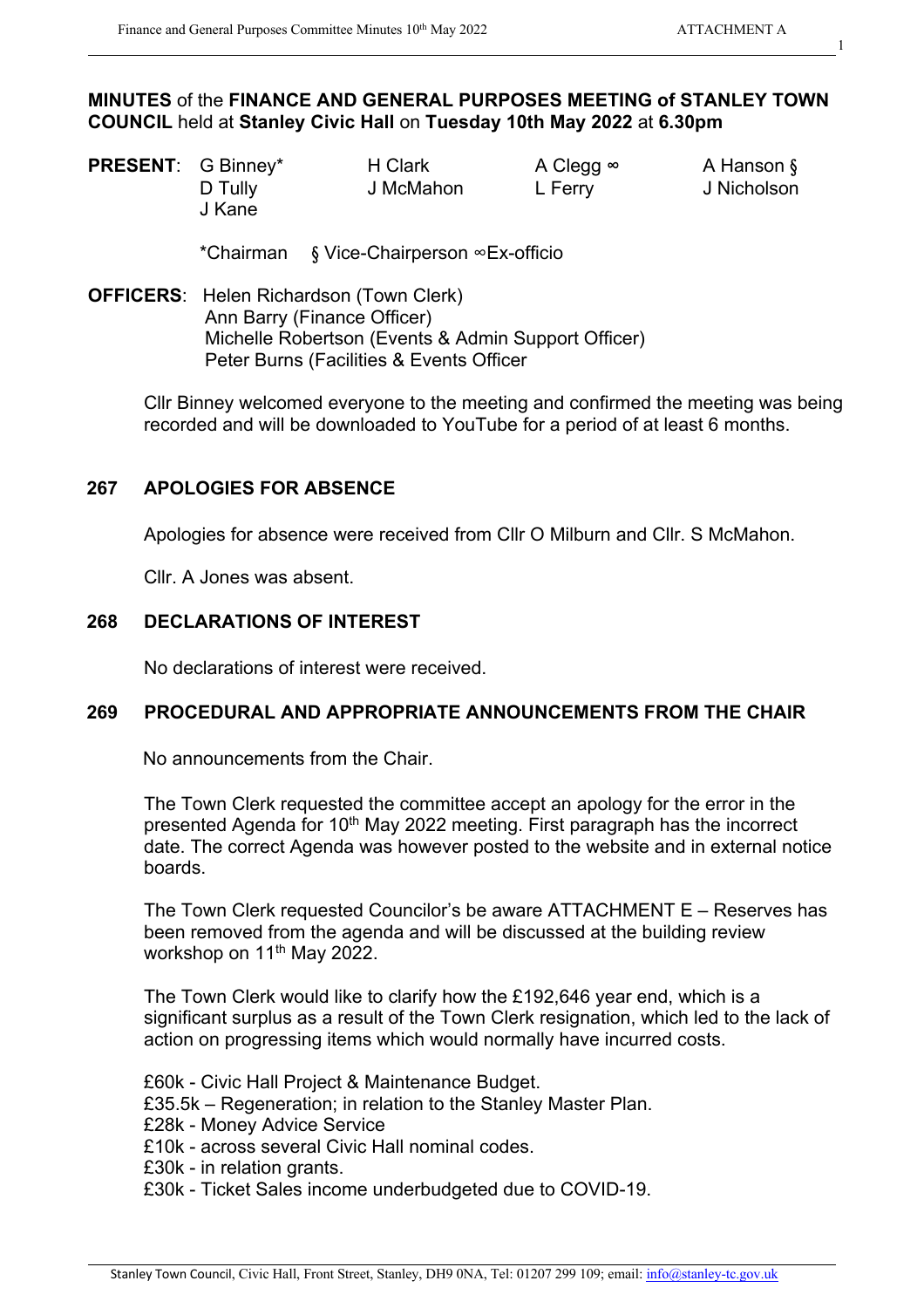**MINUTES** of the **FINANCE AND GENERAL PURPOSES MEETING of STANLEY TOWN COUNCIL** held at **Stanley Civic Hall** on **Tuesday 10th May 2022** at **6.30pm**

| **PRESENT**: | G Binney* | H Clark | A Clegg ∞ | A Hanson § |
|---|---|---|---|---|
| | D Tully | J McMahon | L Ferry | J Nicholson |
| | J Kane | | | |

*Chairman § Vice-Chairperson ∞Ex-officio

**OFFICERS**: Helen Richardson (Town Clerk)
Ann Barry (Finance Officer)
Michelle Robertson (Events & Admin Support Officer)
Peter Burns (Facilities & Events Officer

Cllr Binney welcomed everyone to the meeting and confirmed the meeting was being recorded and will be downloaded to YouTube for a period of at least 6 months.

## 267 APOLOGIES FOR ABSENCE

Apologies for absence were received from Cllr O Milburn and Cllr. S McMahon.

Cllr. A Jones was absent.

## 268 DECLARATIONS OF INTEREST

No declarations of interest were received.

## 269 PROCEDURAL AND APPROPRIATE ANNOUNCEMENTS FROM THE CHAIR

No announcements from the Chair.

The Town Clerk requested the committee accept an apology for the error in the presented Agenda for 10th May 2022 meeting. First paragraph has the incorrect date. The correct Agenda was however posted to the website and in external notice boards.

The Town Clerk requested Councilor's be aware ATTACHMENT E – Reserves has been removed from the agenda and will be discussed at the building review workshop on 11th May 2022.

The Town Clerk would like to clarify how the £192,646 year end, which is a significant surplus as a result of the Town Clerk resignation, which led to the lack of action on progressing items which would normally have incurred costs.

£60k - Civic Hall Project & Maintenance Budget.
£35.5k – Regeneration; in relation to the Stanley Master Plan.
£28k - Money Advice Service
£10k - across several Civic Hall nominal codes.
£30k - in relation grants.
£30k - Ticket Sales income underbudgeted due to COVID-19.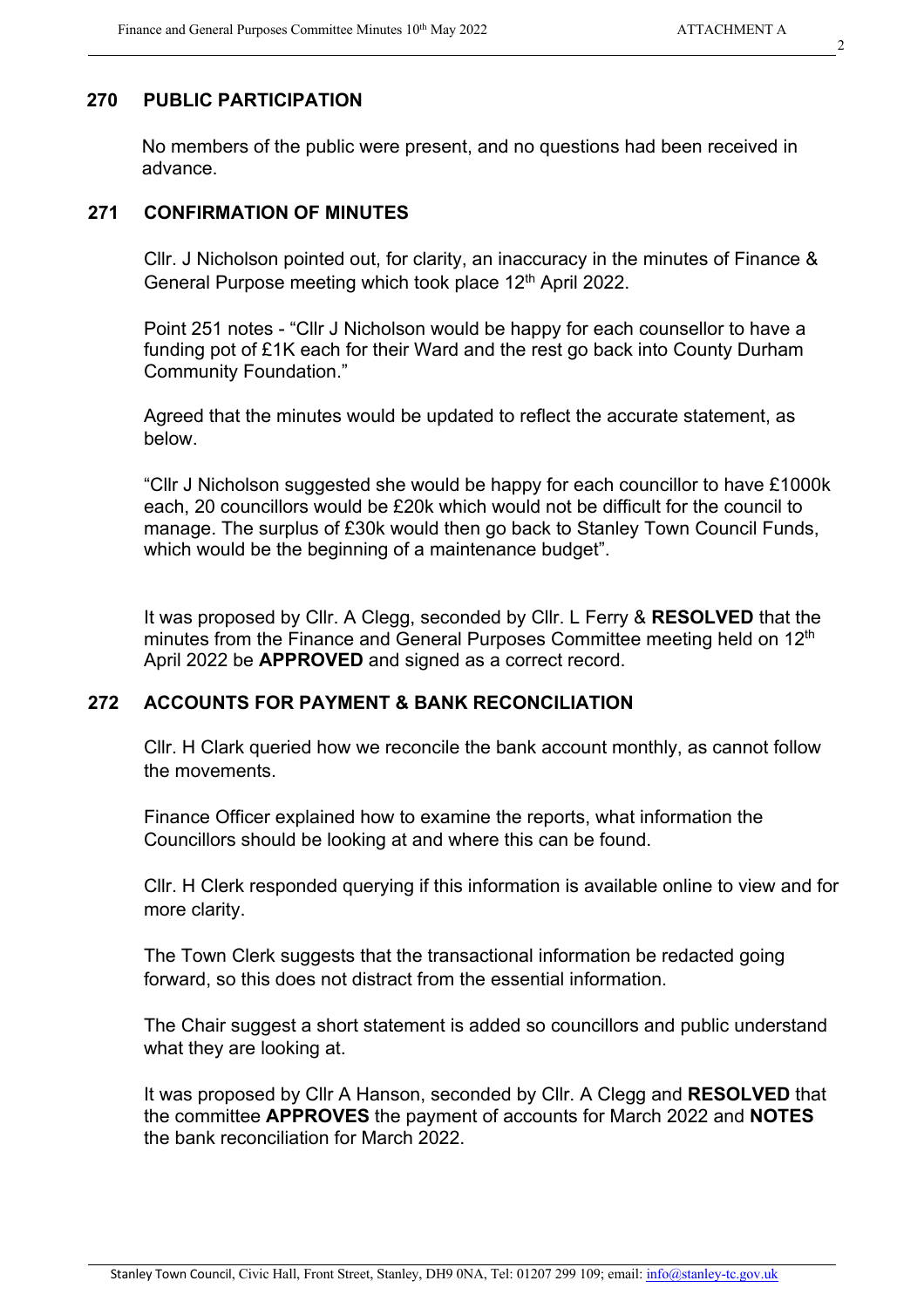## 270 PUBLIC PARTICIPATION

No members of the public were present, and no questions had been received in advance.

## 271 CONFIRMATION OF MINUTES

Cllr. J Nicholson pointed out, for clarity, an inaccuracy in the minutes of Finance & General Purpose meeting which took place 12th April 2022.

Point 251 notes - "Cllr J Nicholson would be happy for each counsellor to have a funding pot of £1K each for their Ward and the rest go back into County Durham Community Foundation."

Agreed that the minutes would be updated to reflect the accurate statement, as below.

"Cllr J Nicholson suggested she would be happy for each councillor to have £1000k each, 20 councillors would be £20k which would not be difficult for the council to manage. The surplus of £30k would then go back to Stanley Town Council Funds, which would be the beginning of a maintenance budget".

It was proposed by Cllr. A Clegg, seconded by Cllr. L Ferry & **RESOLVED** that the minutes from the Finance and General Purposes Committee meeting held on 12th April 2022 be **APPROVED** and signed as a correct record.

## 272 ACCOUNTS FOR PAYMENT & BANK RECONCILIATION

Cllr. H Clark queried how we reconcile the bank account monthly, as cannot follow the movements.

Finance Officer explained how to examine the reports, what information the Councillors should be looking at and where this can be found.

Cllr. H Clerk responded querying if this information is available online to view and for more clarity.

The Town Clerk suggests that the transactional information be redacted going forward, so this does not distract from the essential information.

The Chair suggest a short statement is added so councillors and public understand what they are looking at.

It was proposed by Cllr A Hanson, seconded by Cllr. A Clegg and **RESOLVED** that the committee **APPROVES** the payment of accounts for March 2022 and **NOTES** the bank reconciliation for March 2022.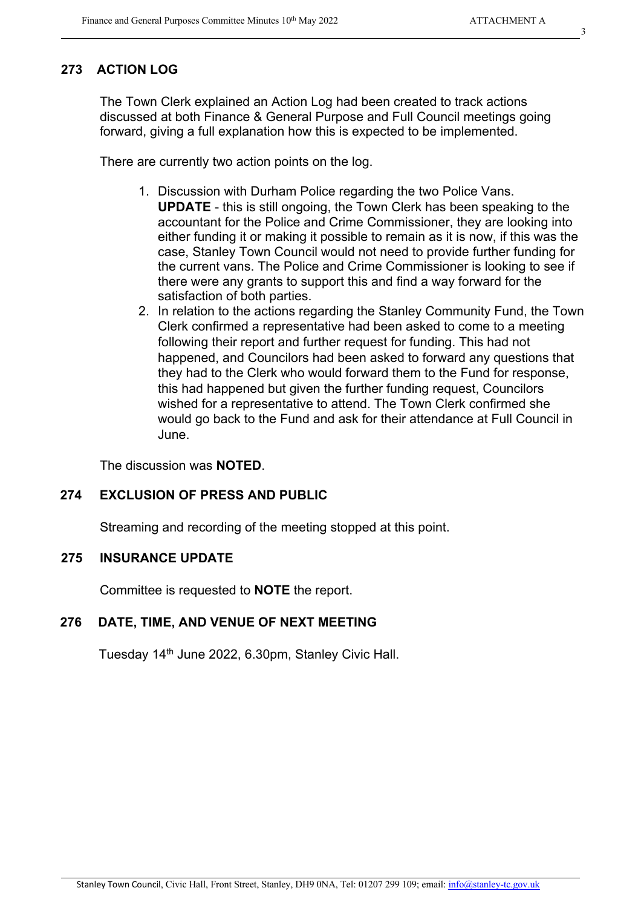## 273 ACTION LOG

The Town Clerk explained an Action Log had been created to track actions discussed at both Finance & General Purpose and Full Council meetings going forward, giving a full explanation how this is expected to be implemented.

There are currently two action points on the log.

1. Discussion with Durham Police regarding the two Police Vans.
   **UPDATE** - this is still ongoing, the Town Clerk has been speaking to the accountant for the Police and Crime Commissioner, they are looking into either funding it or making it possible to remain as it is now, if this was the case, Stanley Town Council would not need to provide further funding for the current vans. The Police and Crime Commissioner is looking to see if there were any grants to support this and find a way forward for the satisfaction of both parties.
2. In relation to the actions regarding the Stanley Community Fund, the Town Clerk confirmed a representative had been asked to come to a meeting following their report and further request for funding. This had not happened, and Councilors had been asked to forward any questions that they had to the Clerk who would forward them to the Fund for response, this had happened but given the further funding request, Councilors wished for a representative to attend. The Town Clerk confirmed she would go back to the Fund and ask for their attendance at Full Council in June.

The discussion was **NOTED**.

## 274 EXCLUSION OF PRESS AND PUBLIC

Streaming and recording of the meeting stopped at this point.

## 275 INSURANCE UPDATE

Committee is requested to **NOTE** the report.

## 276 DATE, TIME, AND VENUE OF NEXT MEETING

Tuesday 14th June 2022, 6.30pm, Stanley Civic Hall.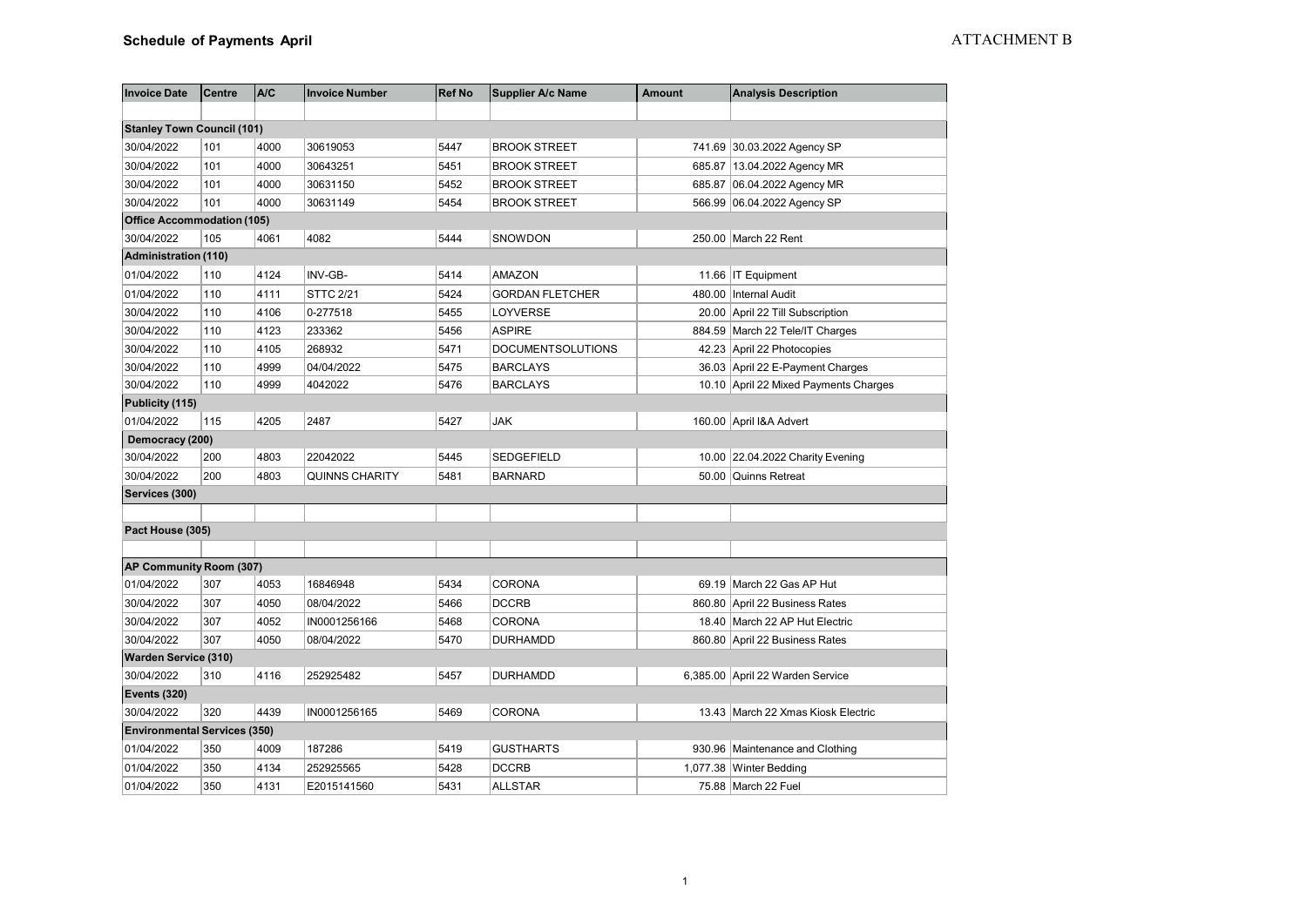## Schedule of Payments April

ATTACHMENT B

| Invoice Date | Centre | A/C | Invoice Number | Ref No | Supplier A/c Name | Amount | Analysis Description |
|---|---|---|---|---|---|---|---|
| | | | | | | | |
| **Stanley Town Council (101)** | | | | | | | |
| 30/04/2022 | 101 | 4000 | 30619053 | 5447 | BROOK STREET | 741.69 | 30.03.2022 Agency SP |
| 30/04/2022 | 101 | 4000 | 30643251 | 5451 | BROOK STREET | 685.87 | 13.04.2022 Agency MR |
| 30/04/2022 | 101 | 4000 | 30631150 | 5452 | BROOK STREET | 685.87 | 06.04.2022 Agency MR |
| 30/04/2022 | 101 | 4000 | 30631149 | 5454 | BROOK STREET | 566.99 | 06.04.2022 Agency SP |
| **Office Accommodation (105)** | | | | | | | |
| 30/04/2022 | 105 | 4061 | 4082 | 5444 | SNOWDON | 250.00 | March 22 Rent |
| **Administration (110)** | | | | | | | |
| 01/04/2022 | 110 | 4124 | INV-GB- | 5414 | AMAZON | 11.66 | IT Equipment |
| 01/04/2022 | 110 | 4111 | STTC 2/21 | 5424 | GORDAN FLETCHER | 480.00 | Internal Audit |
| 30/04/2022 | 110 | 4106 | 0-277518 | 5455 | LOYVERSE | 20.00 | April 22 Till Subscription |
| 30/04/2022 | 110 | 4123 | 233362 | 5456 | ASPIRE | 884.59 | March 22 Tele/IT Charges |
| 30/04/2022 | 110 | 4105 | 268932 | 5471 | DOCUMENTSOLUTIONS | 42.23 | April 22 Photocopies |
| 30/04/2022 | 110 | 4999 | 04/04/2022 | 5475 | BARCLAYS | 36.03 | April 22 E-Payment Charges |
| 30/04/2022 | 110 | 4999 | 4042022 | 5476 | BARCLAYS | 10.10 | April 22 Mixed Payments Charges |
| **Publicity (115)** | | | | | | | |
| 01/04/2022 | 115 | 4205 | 2487 | 5427 | JAK | 160.00 | April I&A Advert |
| **Democracy (200)** | | | | | | | |
| 30/04/2022 | 200 | 4803 | 22042022 | 5445 | SEDGEFIELD | 10.00 | 22.04.2022 Charity Evening |
| 30/04/2022 | 200 | 4803 | QUINNS CHARITY | 5481 | BARNARD | 50.00 | Quinns Retreat |
| **Services (300)** | | | | | | | |
| | | | | | | | |
| **Pact House (305)** | | | | | | | |
| | | | | | | | |
| **AP Community Room (307)** | | | | | | | |
| 01/04/2022 | 307 | 4053 | 16846948 | 5434 | CORONA | 69.19 | March 22 Gas AP Hut |
| 30/04/2022 | 307 | 4050 | 08/04/2022 | 5466 | DCCRB | 860.80 | April 22 Business Rates |
| 30/04/2022 | 307 | 4052 | IN0001256166 | 5468 | CORONA | 18.40 | March 22 AP Hut Electric |
| 30/04/2022 | 307 | 4050 | 08/04/2022 | 5470 | DURHAMDD | 860.80 | April 22 Business Rates |
| **Warden Service (310)** | | | | | | | |
| 30/04/2022 | 310 | 4116 | 252925482 | 5457 | DURHAMDD | 6,385.00 | April 22 Warden Service |
| **Events (320)** | | | | | | | |
| 30/04/2022 | 320 | 4439 | IN0001256165 | 5469 | CORONA | 13.43 | March 22 Xmas Kiosk Electric |
| **Environmental Services (350)** | | | | | | | |
| 01/04/2022 | 350 | 4009 | 187286 | 5419 | GUSTHARTS | 930.96 | Maintenance and Clothing |
| 01/04/2022 | 350 | 4134 | 252925565 | 5428 | DCCRB | 1,077.38 | Winter Bedding |
| 01/04/2022 | 350 | 4131 | E2015141560 | 5431 | ALLSTAR | 75.88 | March 22 Fuel |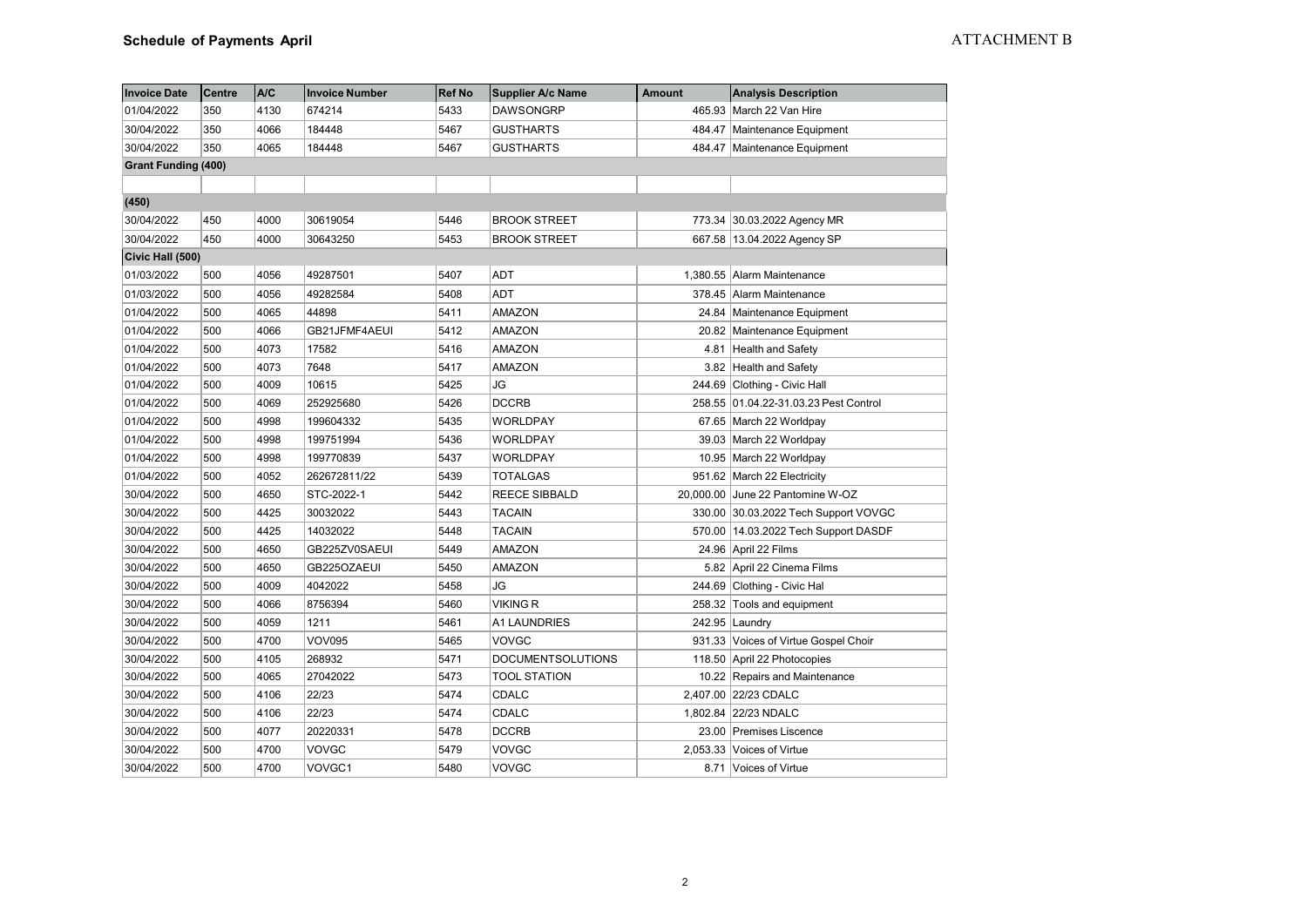## Schedule of Payments April

ATTACHMENT B

| Invoice Date | Centre | A/C | Invoice Number | Ref No | Supplier A/c Name | Amount | Analysis Description |
|---|---|---|---|---|---|---|---|
| 01/04/2022 | 350 | 4130 | 674214 | 5433 | DAWSONGRP | 465.93 | March 22 Van Hire |
| 30/04/2022 | 350 | 4066 | 184448 | 5467 | GUSTHARTS | 484.47 | Maintenance Equipment |
| 30/04/2022 | 350 | 4065 | 184448 | 5467 | GUSTHARTS | 484.47 | Maintenance Equipment |
| **Grant Funding (400)** | | | | | | | |
| | | | | | | | |
| **(450)** | | | | | | | |
| 30/04/2022 | 450 | 4000 | 30619054 | 5446 | BROOK STREET | 773.34 | 30.03.2022 Agency MR |
| 30/04/2022 | 450 | 4000 | 30643250 | 5453 | BROOK STREET | 667.58 | 13.04.2022 Agency SP |
| **Civic Hall (500)** | | | | | | | |
| 01/03/2022 | 500 | 4056 | 49287501 | 5407 | ADT | 1,380.55 | Alarm Maintenance |
| 01/03/2022 | 500 | 4056 | 49282584 | 5408 | ADT | 378.45 | Alarm Maintenance |
| 01/04/2022 | 500 | 4065 | 44898 | 5411 | AMAZON | 24.84 | Maintenance Equipment |
| 01/04/2022 | 500 | 4066 | GB21JFMF4AEUI | 5412 | AMAZON | 20.82 | Maintenance Equipment |
| 01/04/2022 | 500 | 4073 | 17582 | 5416 | AMAZON | 4.81 | Health and Safety |
| 01/04/2022 | 500 | 4073 | 7648 | 5417 | AMAZON | 3.82 | Health and Safety |
| 01/04/2022 | 500 | 4009 | 10615 | 5425 | JG | 244.69 | Clothing - Civic Hall |
| 01/04/2022 | 500 | 4069 | 252925680 | 5426 | DCCRB | 258.55 | 01.04.22-31.03.23 Pest Control |
| 01/04/2022 | 500 | 4998 | 199604332 | 5435 | WORLDPAY | 67.65 | March 22 Worldpay |
| 01/04/2022 | 500 | 4998 | 199751994 | 5436 | WORLDPAY | 39.03 | March 22 Worldpay |
| 01/04/2022 | 500 | 4998 | 199770839 | 5437 | WORLDPAY | 10.95 | March 22 Worldpay |
| 01/04/2022 | 500 | 4052 | 262672811/22 | 5439 | TOTALGAS | 951.62 | March 22 Electricity |
| 30/04/2022 | 500 | 4650 | STC-2022-1 | 5442 | REECE SIBBALD | 20,000.00 | June 22 Pantomine W-OZ |
| 30/04/2022 | 500 | 4425 | 30032022 | 5443 | TACAIN | 330.00 | 30.03.2022 Tech Support VOVGC |
| 30/04/2022 | 500 | 4425 | 14032022 | 5448 | TACAIN | 570.00 | 14.03.2022 Tech Support DASDF |
| 30/04/2022 | 500 | 4650 | GB225ZV0SAEUI | 5449 | AMAZON | 24.96 | April 22 Films |
| 30/04/2022 | 500 | 4650 | GB225OZAEUI | 5450 | AMAZON | 5.82 | April 22 Cinema Films |
| 30/04/2022 | 500 | 4009 | 4042022 | 5458 | JG | 244.69 | Clothing - Civic Hal |
| 30/04/2022 | 500 | 4066 | 8756394 | 5460 | VIKING R | 258.32 | Tools and equipment |
| 30/04/2022 | 500 | 4059 | 1211 | 5461 | A1 LAUNDRIES | 242.95 | Laundry |
| 30/04/2022 | 500 | 4700 | VOV095 | 5465 | VOVGC | 931.33 | Voices of Virtue Gospel Choir |
| 30/04/2022 | 500 | 4105 | 268932 | 5471 | DOCUMENTSOLUTIONS | 118.50 | April 22 Photocopies |
| 30/04/2022 | 500 | 4065 | 27042022 | 5473 | TOOL STATION | 10.22 | Repairs and Maintenance |
| 30/04/2022 | 500 | 4106 | 22/23 | 5474 | CDALC | 2,407.00 | 22/23 CDALC |
| 30/04/2022 | 500 | 4106 | 22/23 | 5474 | CDALC | 1,802.84 | 22/23 NDALC |
| 30/04/2022 | 500 | 4077 | 20220331 | 5478 | DCCRB | 23.00 | Premises Liscence |
| 30/04/2022 | 500 | 4700 | VOVGC | 5479 | VOVGC | 2,053.33 | Voices of Virtue |
| 30/04/2022 | 500 | 4700 | VOVGC1 | 5480 | VOVGC | 8.71 | Voices of Virtue |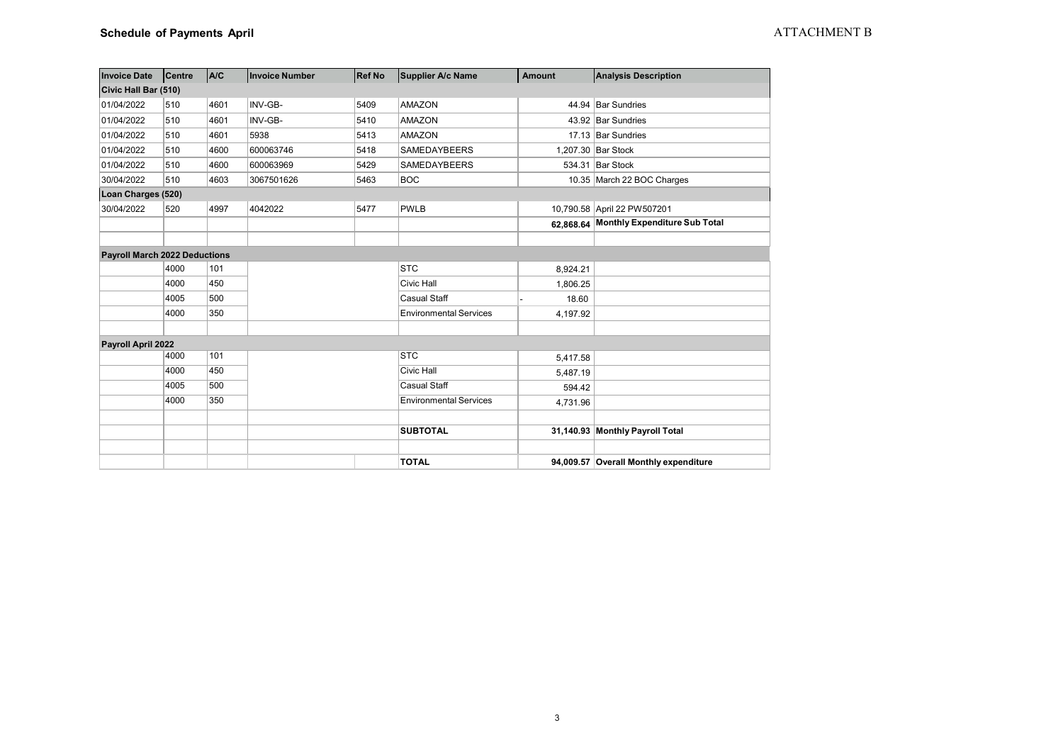## Schedule of Payments April

ATTACHMENT B

| Invoice Date | Centre | A/C | Invoice Number | Ref No | Supplier A/c Name | Amount | Analysis Description |
|---|---|---|---|---|---|---|---|
| **Civic Hall Bar (510)** | | | | | | | |
| 01/04/2022 | 510 | 4601 | INV-GB- | 5409 | AMAZON | 44.94 | Bar Sundries |
| 01/04/2022 | 510 | 4601 | INV-GB- | 5410 | AMAZON | 43.92 | Bar Sundries |
| 01/04/2022 | 510 | 4601 | 5938 | 5413 | AMAZON | 17.13 | Bar Sundries |
| 01/04/2022 | 510 | 4600 | 600063746 | 5418 | SAMEDAYBEERS | 1,207.30 | Bar Stock |
| 01/04/2022 | 510 | 4600 | 600063969 | 5429 | SAMEDAYBEERS | 534.31 | Bar Stock |
| 30/04/2022 | 510 | 4603 | 3067501626 | 5463 | BOC | 10.35 | March 22 BOC Charges |
| **Loan Charges (520)** | | | | | | | |
| 30/04/2022 | 520 | 4997 | 4042022 | 5477 | PWLB | 10,790.58 | April 22 PW507201 |
| | | | | | | **62,868.64** | **Monthly Expenditure Sub Total** |
| | | | | | | | |
| **Payroll March 2022 Deductions** | | | | | | | |
| | 4000 | 101 | | | STC | 8,924.21 | |
| | 4000 | 450 | | | Civic Hall | 1,806.25 | |
| | 4005 | 500 | | | Casual Staff | - 18.60 | |
| | 4000 | 350 | | | Environmental Services | 4,197.92 | |
| | | | | | | | |
| **Payroll April 2022** | | | | | | | |
| | 4000 | 101 | | | STC | 5,417.58 | |
| | 4000 | 450 | | | Civic Hall | 5,487.19 | |
| | 4005 | 500 | | | Casual Staff | 594.42 | |
| | 4000 | 350 | | | Environmental Services | 4,731.96 | |
| | | | | | | | |
| | | | | | **SUBTOTAL** | **31,140.93** | **Monthly Payroll Total** |
| | | | | | | | |
| | | | | | **TOTAL** | **94,009.57** | **Overall Monthly expenditure** |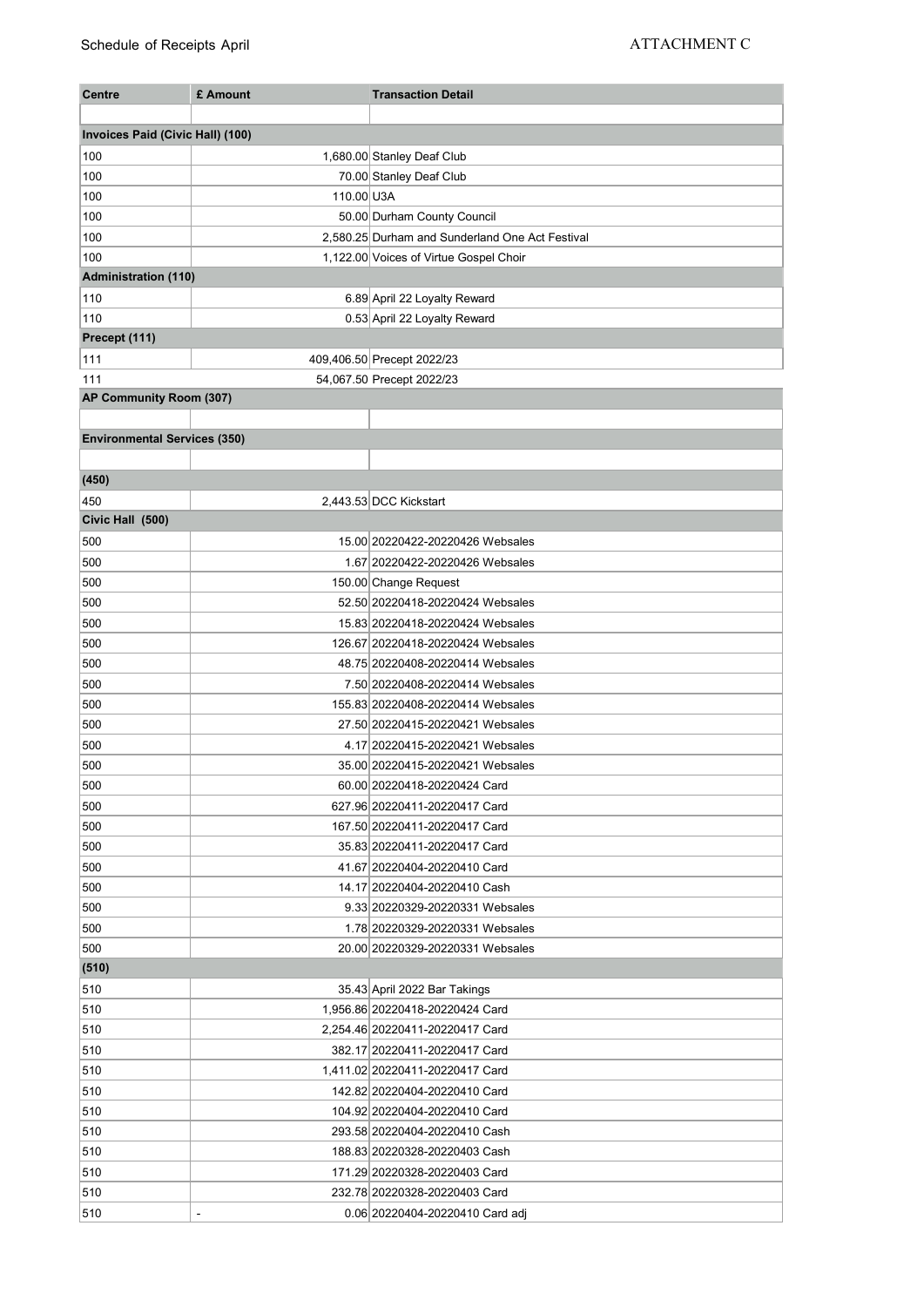Schedule of Receipts April

ATTACHMENT C

| Centre | £ Amount | Transaction Detail |
|---|---|---|
| | | |
| **Invoices Paid (Civic Hall) (100)** | | |
| 100 | 1,680.00 | Stanley Deaf Club |
| 100 | 70.00 | Stanley Deaf Club |
| 100 | 110.00 | U3A |
| 100 | 50.00 | Durham County Council |
| 100 | 2,580.25 | Durham and Sunderland One Act Festival |
| 100 | 1,122.00 | Voices of Virtue Gospel Choir |
| **Administration (110)** | | |
| 110 | 6.89 | April 22 Loyalty Reward |
| 110 | 0.53 | April 22 Loyalty Reward |
| **Precept (111)** | | |
| 111 | 409,406.50 | Precept 2022/23 |
| 111 | 54,067.50 | Precept 2022/23 |
| **AP Community Room (307)** | | |
| | | |
| **Environmental Services (350)** | | |
| | | |
| **(450)** | | |
| 450 | 2,443.53 | DCC Kickstart |
| **Civic Hall (500)** | | |
| 500 | 15.00 | 20220422-20220426 Websales |
| 500 | 1.67 | 20220422-20220426 Websales |
| 500 | 150.00 | Change Request |
| 500 | 52.50 | 20220418-20220424 Websales |
| 500 | 15.83 | 20220418-20220424 Websales |
| 500 | 126.67 | 20220418-20220424 Websales |
| 500 | 48.75 | 20220408-20220414 Websales |
| 500 | 7.50 | 20220408-20220414 Websales |
| 500 | 155.83 | 20220408-20220414 Websales |
| 500 | 27.50 | 20220415-20220421 Websales |
| 500 | 4.17 | 20220415-20220421 Websales |
| 500 | 35.00 | 20220415-20220421 Websales |
| 500 | 60.00 | 20220418-20220424 Card |
| 500 | 627.96 | 20220411-20220417 Card |
| 500 | 167.50 | 20220411-20220417 Card |
| 500 | 35.83 | 20220411-20220417 Card |
| 500 | 41.67 | 20220404-20220410 Card |
| 500 | 14.17 | 20220404-20220410 Cash |
| 500 | 9.33 | 20220329-20220331 Websales |
| 500 | 1.78 | 20220329-20220331 Websales |
| 500 | 20.00 | 20220329-20220331 Websales |
| **(510)** | | |
| 510 | 35.43 | April 2022 Bar Takings |
| 510 | 1,956.86 | 20220418-20220424 Card |
| 510 | 2,254.46 | 20220411-20220417 Card |
| 510 | 382.17 | 20220411-20220417 Card |
| 510 | 1,411.02 | 20220411-20220417 Card |
| 510 | 142.82 | 20220404-20220410 Card |
| 510 | 104.92 | 20220404-20220410 Card |
| 510 | 293.58 | 20220404-20220410 Cash |
| 510 | 188.83 | 20220328-20220403 Cash |
| 510 | 171.29 | 20220328-20220403 Card |
| 510 | 232.78 | 20220328-20220403 Card |
| 510 | - 0.06 | 20220404-20220410 Card adj |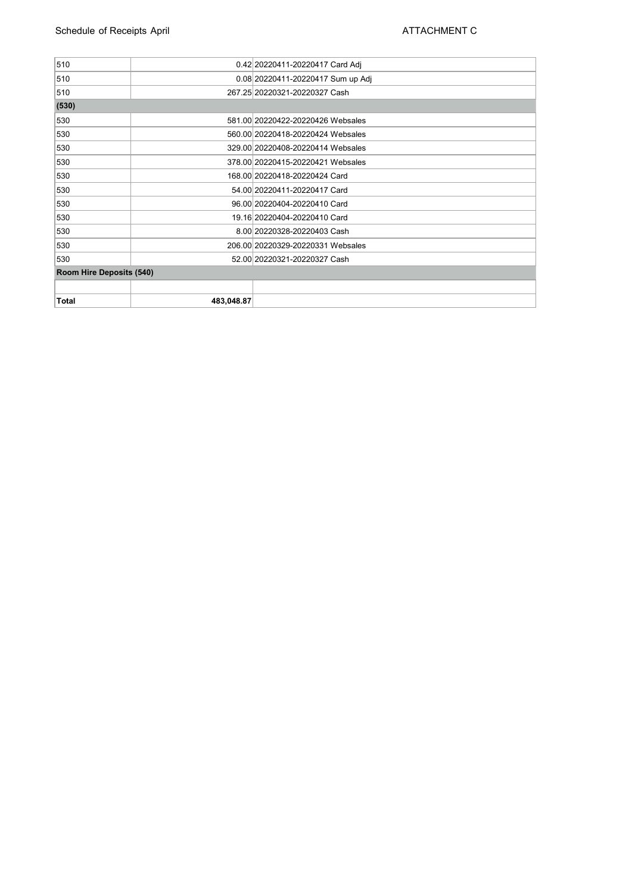Schedule of Receipts April

ATTACHMENT C

| | | |
|---|---|---|
| 510 | 0.42 | 20220411-20220417 Card Adj |
| 510 | 0.08 | 20220411-20220417 Sum up Adj |
| 510 | 267.25 | 20220321-20220327 Cash |
| **(530)** | | |
| 530 | 581.00 | 20220422-20220426 Websales |
| 530 | 560.00 | 20220418-20220424 Websales |
| 530 | 329.00 | 20220408-20220414 Websales |
| 530 | 378.00 | 20220415-20220421 Websales |
| 530 | 168.00 | 20220418-20220424 Card |
| 530 | 54.00 | 20220411-20220417 Card |
| 530 | 96.00 | 20220404-20220410 Card |
| 530 | 19.16 | 20220404-20220410 Card |
| 530 | 8.00 | 20220328-20220403 Cash |
| 530 | 206.00 | 20220329-20220331 Websales |
| 530 | 52.00 | 20220321-20220327 Cash |
| **Room Hire Deposits (540)** | | |
| | | |
| **Total** | **483,048.87** | |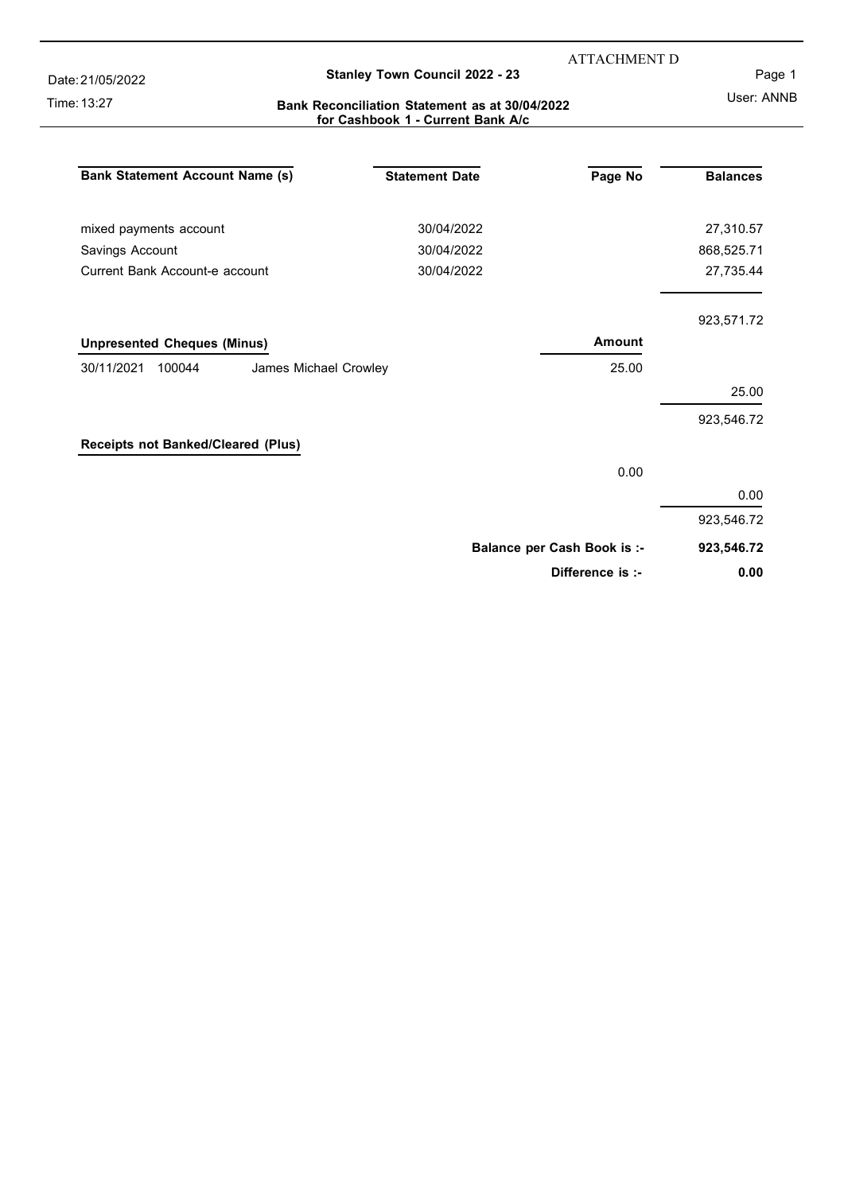ATTACHMENT D

Date: 21/05/2022

Time: 13:27

**Stanley Town Council 2022 - 23**

User: ANNB

**Bank Reconciliation Statement as at 30/04/2022 for Cashbook 1 - Current Bank A/c**

| Bank Statement Account Name (s) | Statement Date | Page No | Balances |
|---|---|---|---|
| mixed payments account | 30/04/2022 | | 27,310.57 |
| Savings Account | 30/04/2022 | | 868,525.71 |
| Current Bank Account-e account | 30/04/2022 | | 27,735.44 |
| | | | 923,571.72 |
| **Unpresented Cheques (Minus)** | | **Amount** | |
| 30/11/2021 100044 James Michael Crowley | | 25.00 | |
| | | | 25.00 |
| | | | 923,546.72 |
| **Receipts not Banked/Cleared (Plus)** | | | |
| | | 0.00 | |
| | | | 0.00 |
| | | | 923,546.72 |
| | | **Balance per Cash Book is :-** | **923,546.72** |
| | | **Difference is :-** | **0.00** |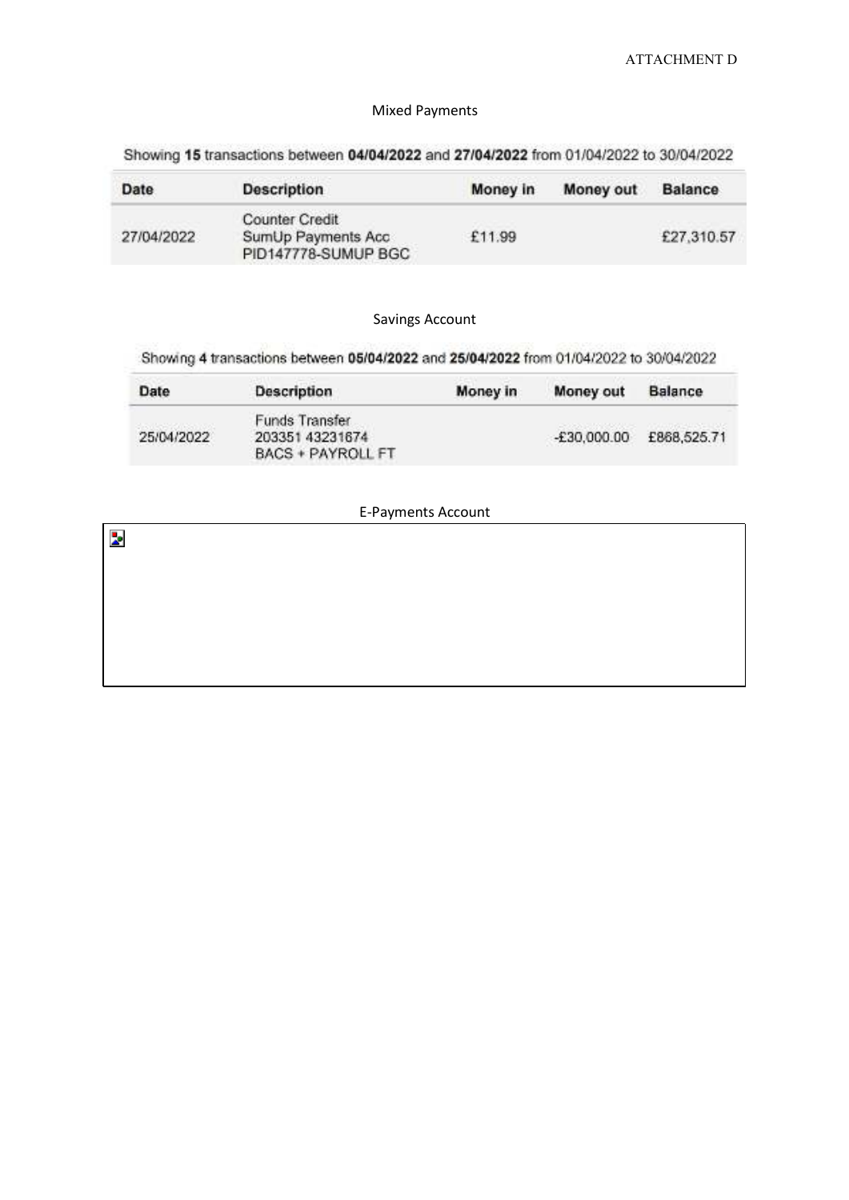ATTACHMENT D

Mixed Payments

Showing **15** transactions between **04/04/2022** and **27/04/2022** from 01/04/2022 to 30/04/2022

| Date | Description | Money in | Money out | Balance |
|---|---|---|---|---|
| 27/04/2022 | Counter Credit SumUp Payments Acc PID147778-SUMUP BGC | £11.99 | | £27,310.57 |

Savings Account

Showing **4** transactions between **05/04/2022** and **25/04/2022** from 01/04/2022 to 30/04/2022

| Date | Description | Money in | Money out | Balance |
|---|---|---|---|---|
| 25/04/2022 | Funds Transfer 203351 43231674 BACS + PAYROLL FT | | -£30,000.00 | £868,525.71 |

E-Payments Account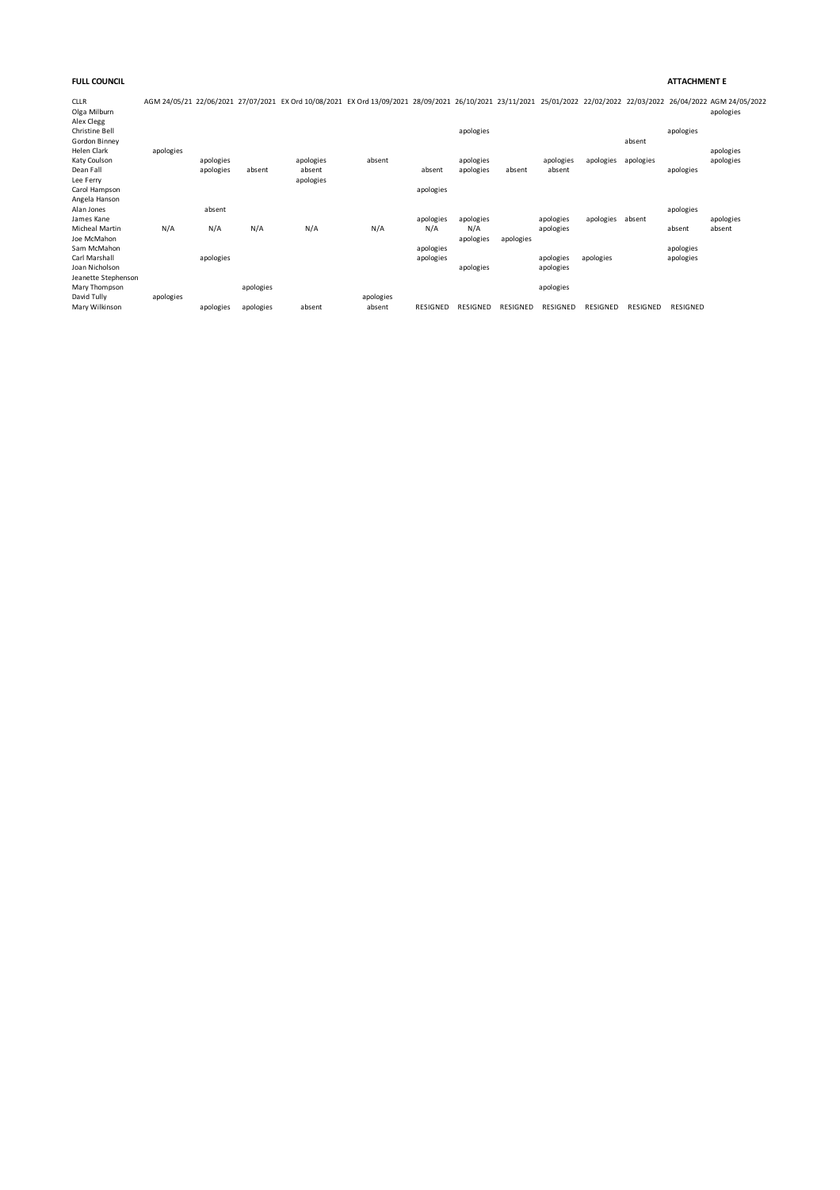**FULL COUNCIL**

**ATTACHMENT E**

| CLLR | AGM 24/05/21 | 22/06/2021 | 27/07/2021 | EX Ord 10/08/2021 | EX Ord 13/09/2021 | 28/09/2021 | 26/10/2021 | 23/11/2021 | 25/01/2022 | 22/02/2022 | 22/03/2022 | 26/04/2022 | AGM 24/05/2022 |
|---|---|---|---|---|---|---|---|---|---|---|---|---|---|
| Olga Milburn | | | | | | | | | | | | | apologies |
| Alex Clegg | | | | | | | | | | | | | |
| Christine Bell | | | | | | | apologies | | | | | apologies | |
| Gordon Binney | | | | | | | | | | | absent | | |
| Helen Clark | apologies | | | | | | | | | | | | apologies |
| Katy Coulson | | apologies | | apologies | absent | | apologies | | apologies | apologies | apologies | | apologies |
| Dean Fall | | apologies | absent | absent | | absent | apologies | absent | absent | | | apologies | |
| Lee Ferry | | | | apologies | | | | | | | | | |
| Carol Hampson | | | | | | apologies | | | | | | | |
| Angela Hanson | | | | | | | | | | | | | |
| Alan Jones | | absent | | | | | | | | | | apologies | |
| James Kane | | | | | | apologies | apologies | | apologies | apologies | absent | | apologies |
| Micheal Martin | N/A | N/A | N/A | N/A | N/A | N/A | N/A | | apologies | | | absent | absent |
| Joe McMahon | | | | | | | apologies | apologies | | | | | |
| Sam McMahon | | | | | | apologies | | | | | | apologies | |
| Carl Marshall | | apologies | | | | apologies | | | apologies | apologies | | apologies | |
| Joan Nicholson | | | | | | | apologies | | apologies | | | | |
| Jeanette Stephenson | | | | | | | | | | | | | |
| Mary Thompson | | | apologies | | | | | | apologies | | | | |
| David Tully | apologies | | | | apologies | | | | | | | | |
| Mary Wilkinson | | apologies | apologies | absent | absent | RESIGNED | RESIGNED | RESIGNED | RESIGNED | RESIGNED | RESIGNED | RESIGNED | |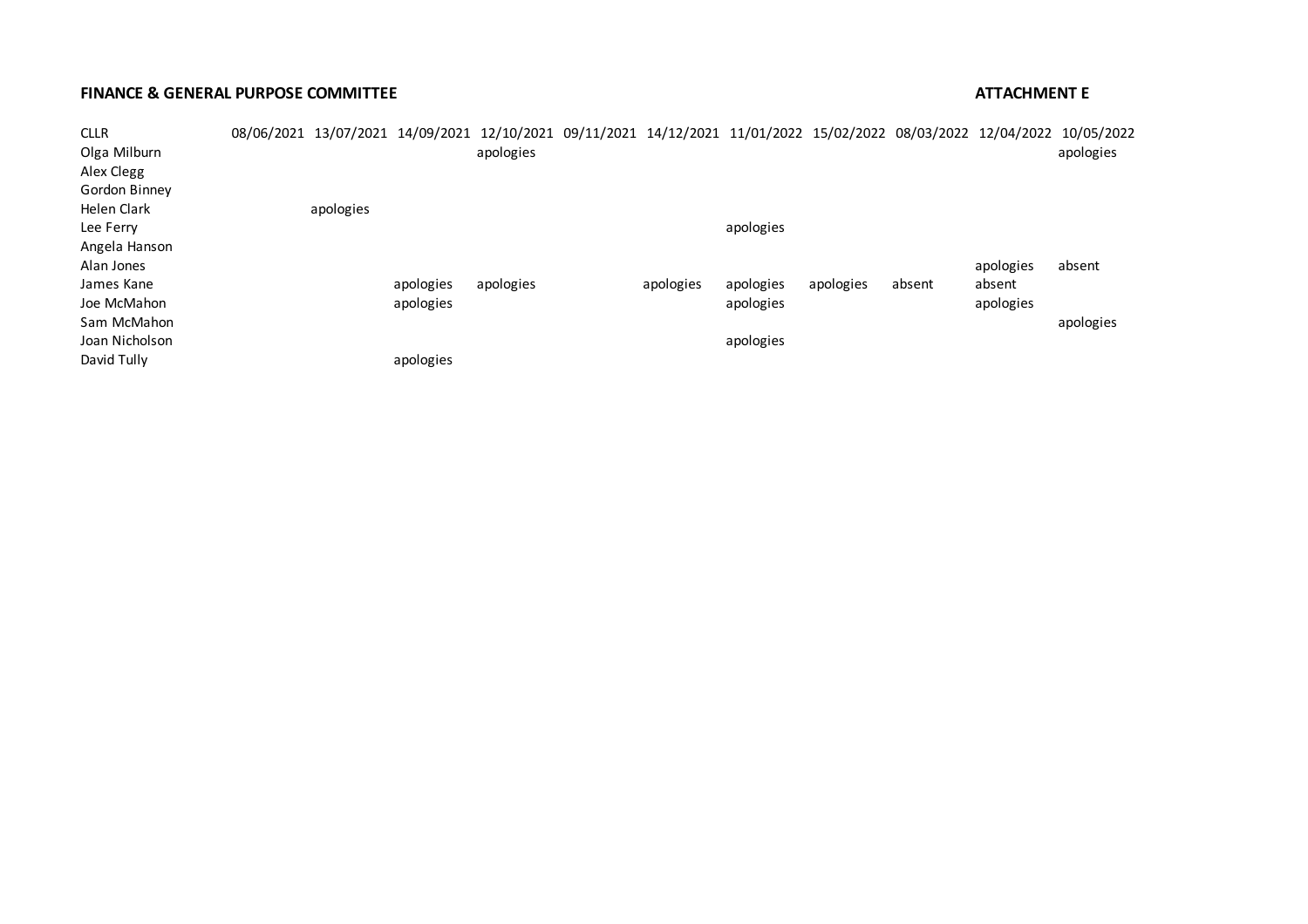**FINANCE & GENERAL PURPOSE COMMITTEE** **ATTACHMENT E**

| CLLR | 08/06/2021 | 13/07/2021 | 14/09/2021 | 12/10/2021 | 09/11/2021 | 14/12/2021 | 11/01/2022 | 15/02/2022 | 08/03/2022 | 12/04/2022 | 10/05/2022 |
|---|---|---|---|---|---|---|---|---|---|---|---|
| Olga Milburn | | | | apologies | | | | | | | apologies |
| Alex Clegg | | | | | | | | | | | |
| Gordon Binney | | | | | | | | | | | |
| Helen Clark | | apologies | | | | | | | | | |
| Lee Ferry | | | | | | | apologies | | | | |
| Angela Hanson | | | | | | | | | | | |
| Alan Jones | | | | | | | | | | apologies | absent |
| James Kane | | | apologies | apologies | | apologies | apologies | apologies | absent | absent | |
| Joe McMahon | | | apologies | | | | apologies | | | apologies | |
| Sam McMahon | | | | | | | | | | | apologies |
| Joan Nicholson | | | | | | | apologies | | | | |
| David Tully | | | apologies | | | | | | | | |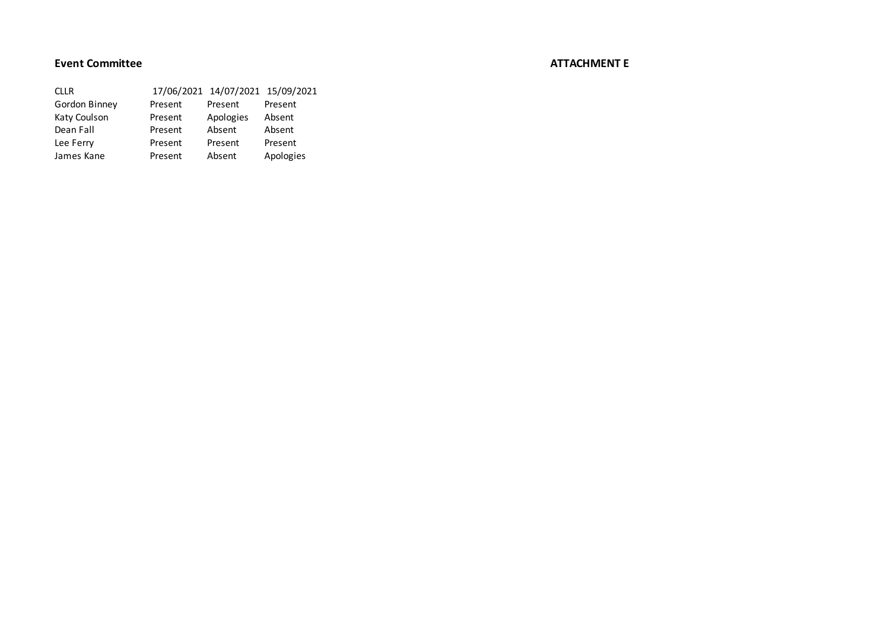**Event Committee**

**ATTACHMENT E**

| CLLR | 17/06/2021 | 14/07/2021 | 15/09/2021 |
|---|---|---|---|
| Gordon Binney | Present | Present | Present |
| Katy Coulson | Present | Apologies | Absent |
| Dean Fall | Present | Absent | Absent |
| Lee Ferry | Present | Present | Present |
| James Kane | Present | Absent | Apologies |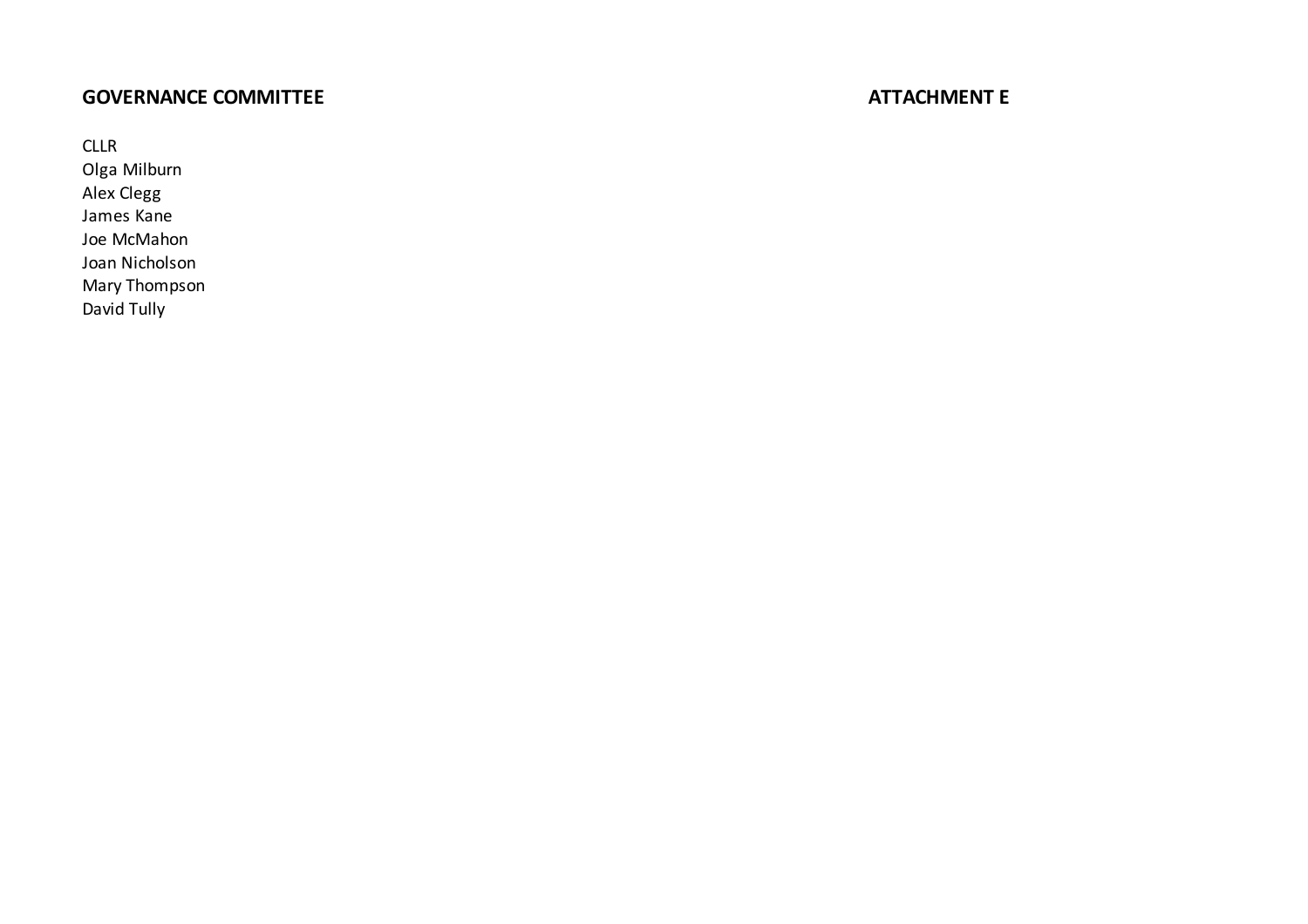**GOVERNANCE COMMITTEE** **ATTACHMENT E**

CLLR
Olga Milburn
Alex Clegg
James Kane
Joe McMahon
Joan Nicholson
Mary Thompson
David Tully